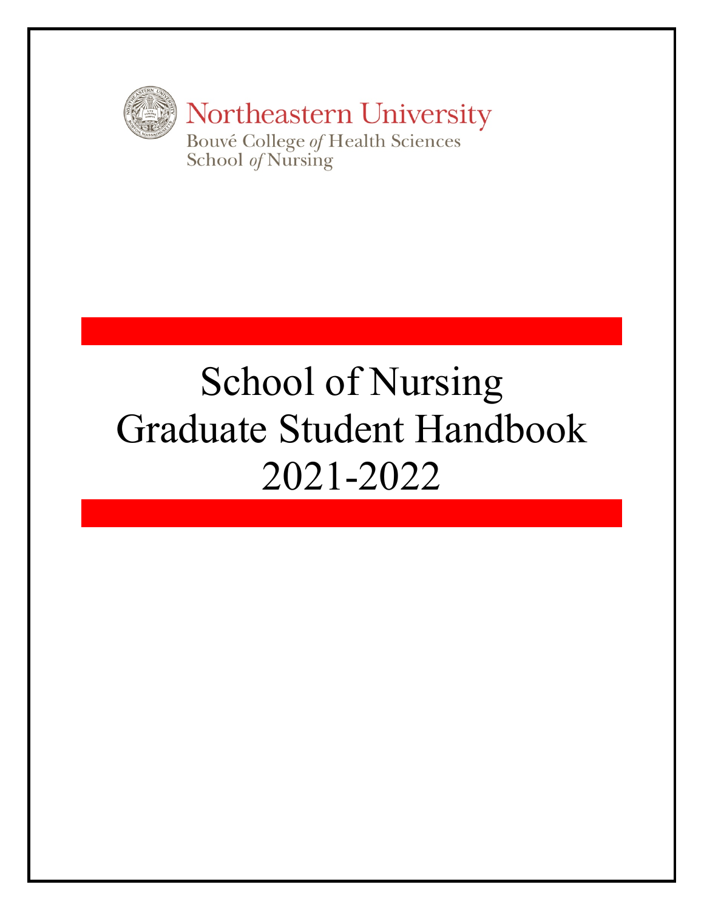Northeastern University

Bouvé College *of* Health Sciences

School *of* Nursing

# School of Nursing Graduate Student Handbook 2021-2022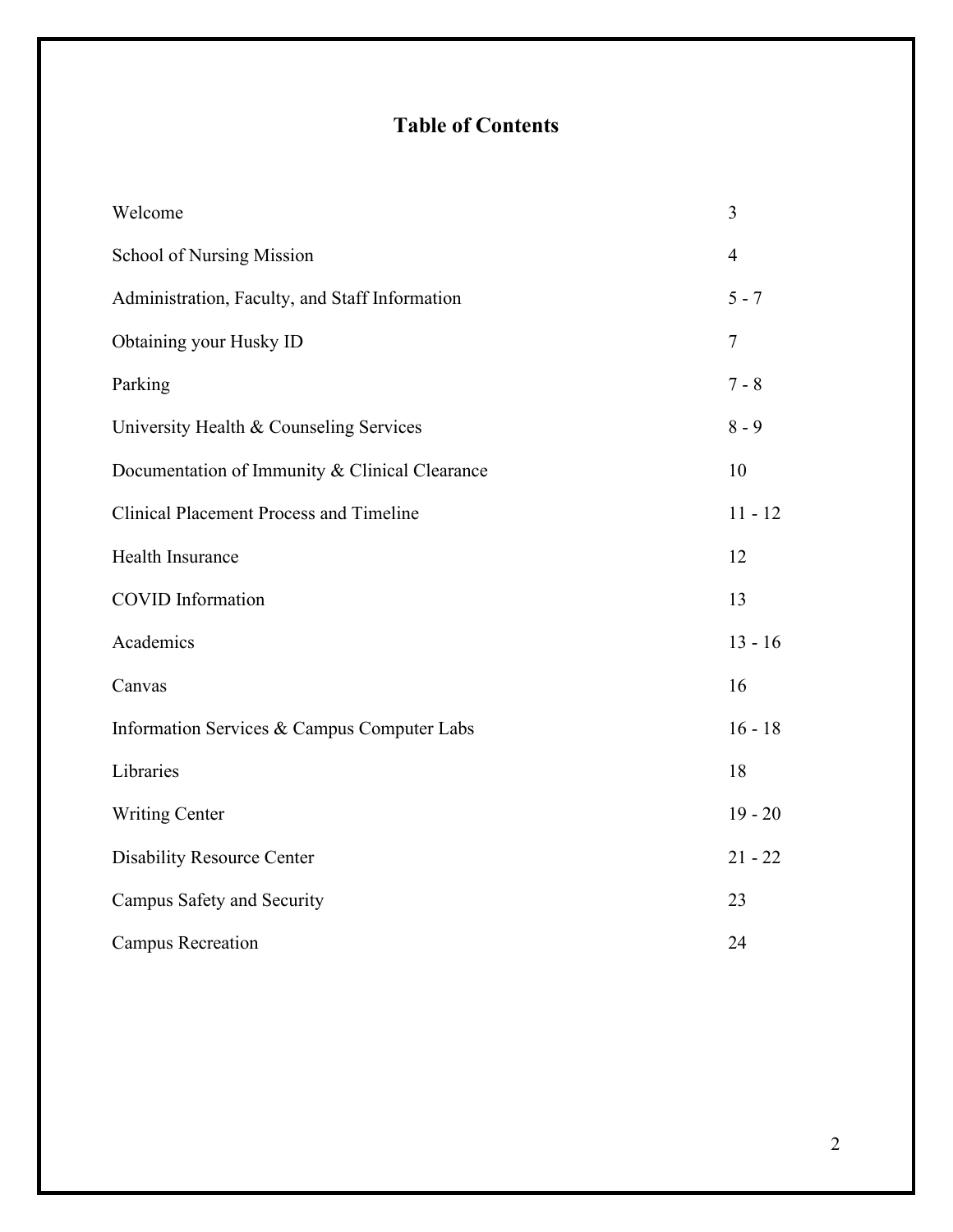# Table of Contents

| | |
|---|---|
| Welcome | 3 |
| School of Nursing Mission | 4 |
| Administration, Faculty, and Staff Information | 5 - 7 |
| Obtaining your Husky ID | 7 |
| Parking | 7 - 8 |
| University Health & Counseling Services | 8 - 9 |
| Documentation of Immunity & Clinical Clearance | 10 |
| Clinical Placement Process and Timeline | 11 - 12 |
| Health Insurance | 12 |
| COVID Information | 13 |
| Academics | 13 - 16 |
| Canvas | 16 |
| Information Services & Campus Computer Labs | 16 - 18 |
| Libraries | 18 |
| Writing Center | 19 - 20 |
| Disability Resource Center | 21 - 22 |
| Campus Safety and Security | 23 |
| Campus Recreation | 24 |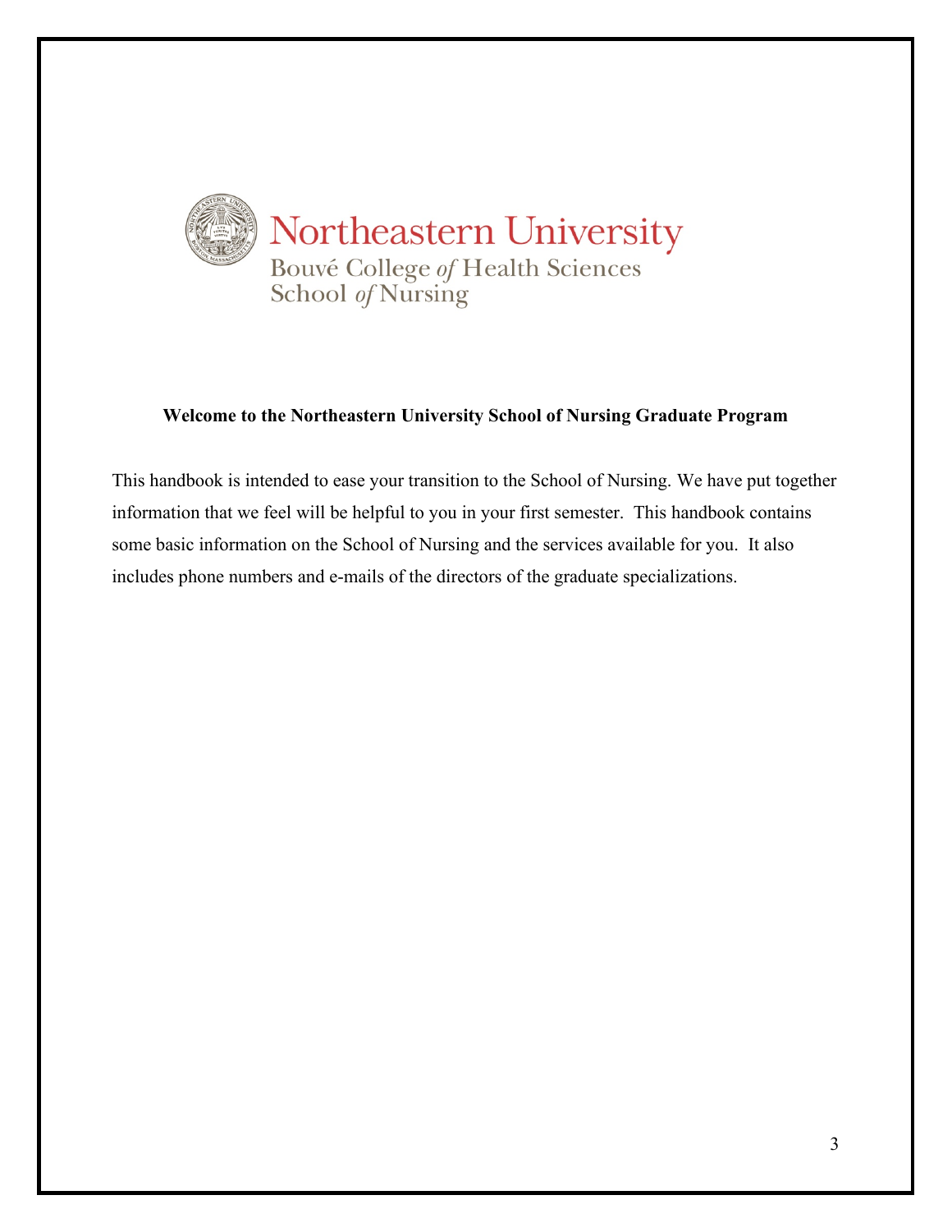Northeastern University
Bouvé College *of* Health Sciences
School *of* Nursing

**Welcome to the Northeastern University School of Nursing Graduate Program**

This handbook is intended to ease your transition to the School of Nursing. We have put together information that we feel will be helpful to you in your first semester. This handbook contains some basic information on the School of Nursing and the services available for you. It also includes phone numbers and e-mails of the directors of the graduate specializations.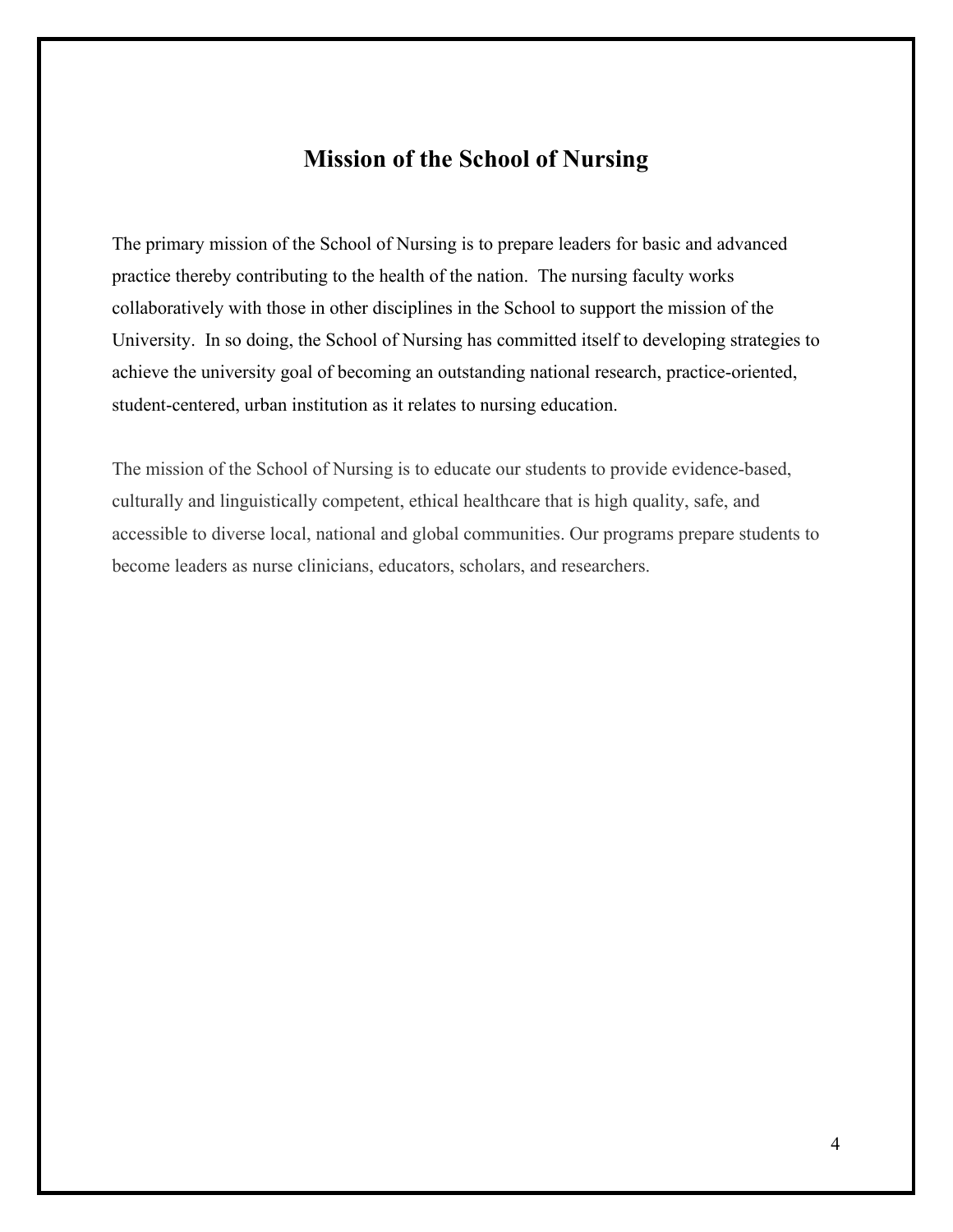# Mission of the School of Nursing

The primary mission of the School of Nursing is to prepare leaders for basic and advanced practice thereby contributing to the health of the nation. The nursing faculty works collaboratively with those in other disciplines in the School to support the mission of the University. In so doing, the School of Nursing has committed itself to developing strategies to achieve the university goal of becoming an outstanding national research, practice-oriented, student-centered, urban institution as it relates to nursing education.

The mission of the School of Nursing is to educate our students to provide evidence-based, culturally and linguistically competent, ethical healthcare that is high quality, safe, and accessible to diverse local, national and global communities. Our programs prepare students to become leaders as nurse clinicians, educators, scholars, and researchers.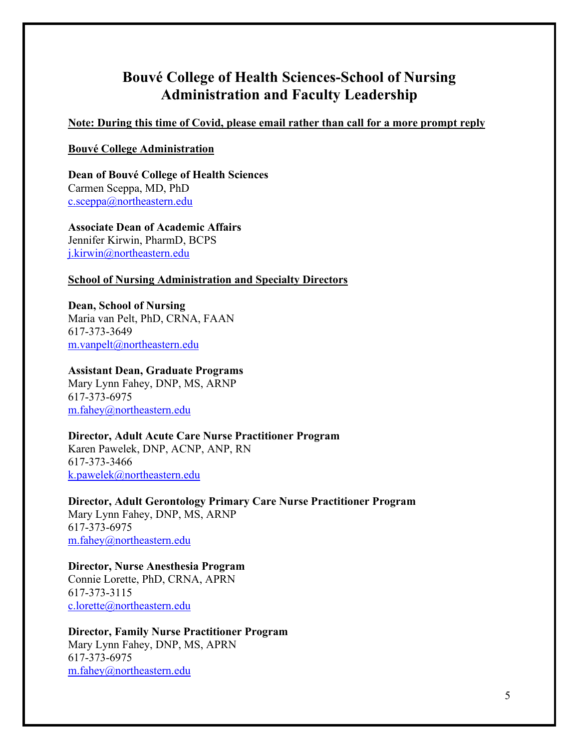# Bouvé College of Health Sciences-School of Nursing Administration and Faculty Leadership

**Note: During this time of Covid, please email rather than call for a more prompt reply**

**Bouvé College Administration**

**Dean of Bouvé College of Health Sciences**
Carmen Sceppa, MD, PhD
c.sceppa@northeastern.edu

**Associate Dean of Academic Affairs**
Jennifer Kirwin, PharmD, BCPS
j.kirwin@northeastern.edu

**School of Nursing Administration and Specialty Directors**

**Dean, School of Nursing**
Maria van Pelt, PhD, CRNA, FAAN
617-373-3649
m.vanpelt@northeastern.edu

**Assistant Dean, Graduate Programs**
Mary Lynn Fahey, DNP, MS, ARNP
617-373-6975
m.fahey@northeastern.edu

**Director, Adult Acute Care Nurse Practitioner Program**
Karen Pawelek, DNP, ACNP, ANP, RN
617-373-3466
k.pawelek@northeastern.edu

**Director, Adult Gerontology Primary Care Nurse Practitioner Program**
Mary Lynn Fahey, DNP, MS, ARNP
617-373-6975
m.fahey@northeastern.edu

**Director, Nurse Anesthesia Program**
Connie Lorette, PhD, CRNA, APRN
617-373-3115
c.lorette@northeastern.edu

**Director, Family Nurse Practitioner Program**
Mary Lynn Fahey, DNP, MS, APRN
617-373-6975
m.fahey@northeastern.edu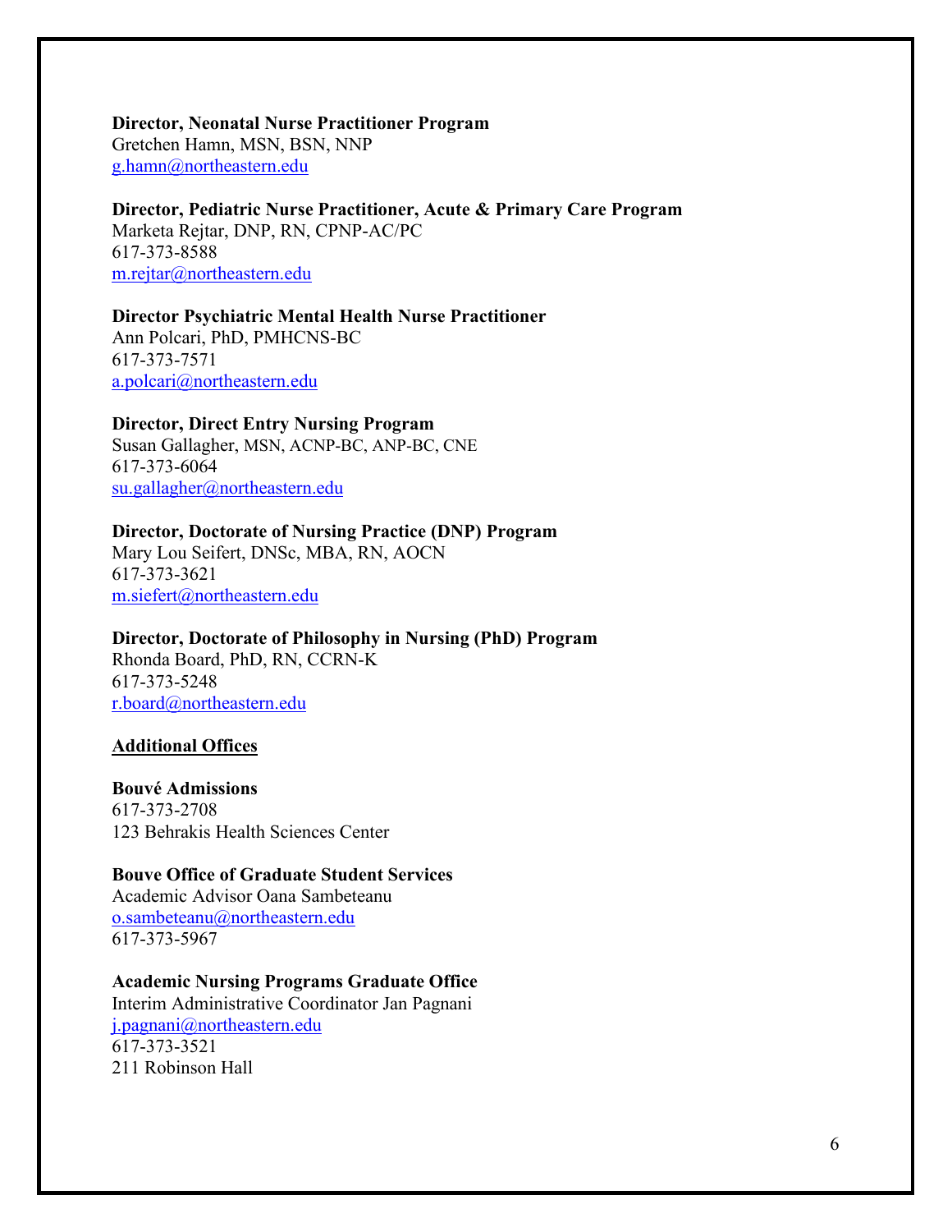**Director, Neonatal Nurse Practitioner Program**
Gretchen Hamn, MSN, BSN, NNP
g.hamn@northeastern.edu

**Director, Pediatric Nurse Practitioner, Acute & Primary Care Program**
Marketa Rejtar, DNP, RN, CPNP-AC/PC
617-373-8588
m.rejtar@northeastern.edu

**Director Psychiatric Mental Health Nurse Practitioner**
Ann Polcari, PhD, PMHCNS-BC
617-373-7571
a.polcari@northeastern.edu

**Director, Direct Entry Nursing Program**
Susan Gallagher, MSN, ACNP-BC, ANP-BC, CNE
617-373-6064
su.gallagher@northeastern.edu

**Director, Doctorate of Nursing Practice (DNP) Program**
Mary Lou Seifert, DNSc, MBA, RN, AOCN
617-373-3621
m.siefert@northeastern.edu

**Director, Doctorate of Philosophy in Nursing (PhD) Program**
Rhonda Board, PhD, RN, CCRN-K
617-373-5248
r.board@northeastern.edu

**Additional Offices**

**Bouvé Admissions**
617-373-2708
123 Behrakis Health Sciences Center

**Bouve Office of Graduate Student Services**
Academic Advisor Oana Sambeteanu
o.sambeteanu@northeastern.edu
617-373-5967

**Academic Nursing Programs Graduate Office**
Interim Administrative Coordinator Jan Pagnani
j.pagnani@northeastern.edu
617-373-3521
211 Robinson Hall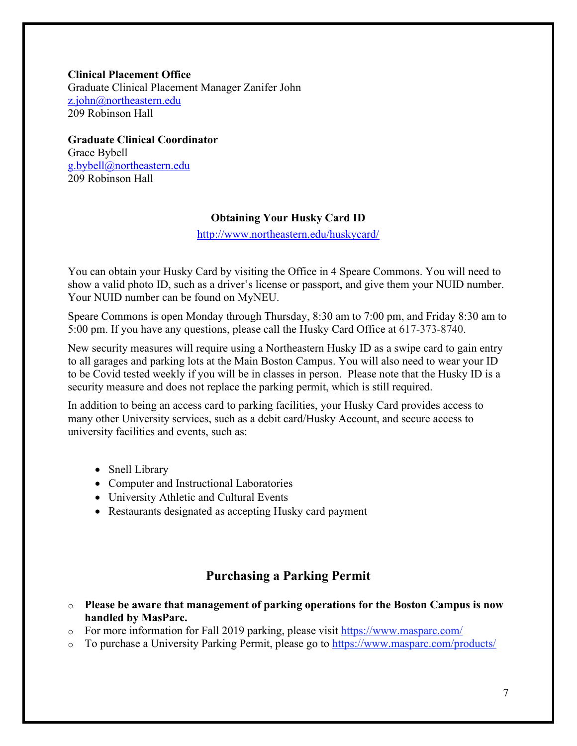**Clinical Placement Office**
Graduate Clinical Placement Manager Zanifer John
z.john@northeastern.edu
209 Robinson Hall

**Graduate Clinical Coordinator**
Grace Bybell
g.bybell@northeastern.edu
209 Robinson Hall

### Obtaining Your Husky Card ID

http://www.northeastern.edu/huskycard/

You can obtain your Husky Card by visiting the Office in 4 Speare Commons. You will need to show a valid photo ID, such as a driver's license or passport, and give them your NUID number. Your NUID number can be found on MyNEU.

Speare Commons is open Monday through Thursday, 8:30 am to 7:00 pm, and Friday 8:30 am to 5:00 pm. If you have any questions, please call the Husky Card Office at 617-373-8740.

New security measures will require using a Northeastern Husky ID as a swipe card to gain entry to all garages and parking lots at the Main Boston Campus. You will also need to wear your ID to be Covid tested weekly if you will be in classes in person. Please note that the Husky ID is a security measure and does not replace the parking permit, which is still required.

In addition to being an access card to parking facilities, your Husky Card provides access to many other University services, such as a debit card/Husky Account, and secure access to university facilities and events, such as:

- Snell Library
- Computer and Instructional Laboratories
- University Athletic and Cultural Events
- Restaurants designated as accepting Husky card payment

## Purchasing a Parking Permit

- **Please be aware that management of parking operations for the Boston Campus is now handled by MasParc.**
- For more information for Fall 2019 parking, please visit https://www.masparc.com/
- To purchase a University Parking Permit, please go to https://www.masparc.com/products/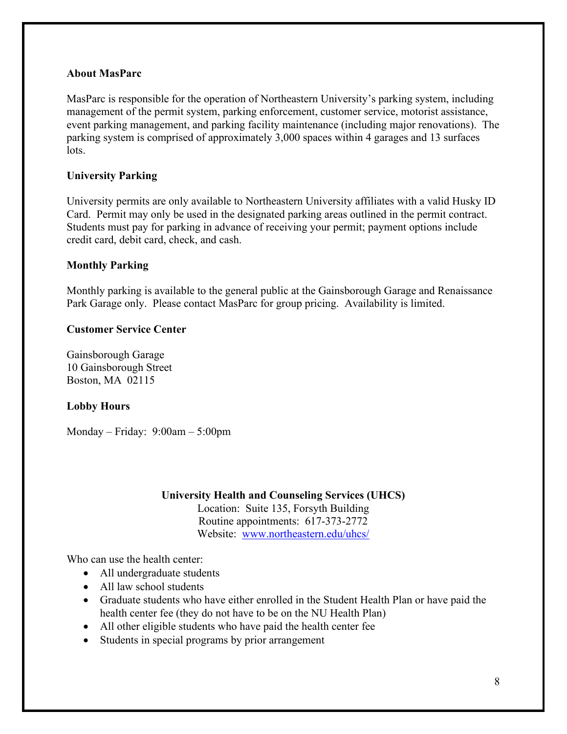**About MasParc**

MasParc is responsible for the operation of Northeastern University's parking system, including management of the permit system, parking enforcement, customer service, motorist assistance, event parking management, and parking facility maintenance (including major renovations). The parking system is comprised of approximately 3,000 spaces within 4 garages and 13 surfaces lots.

**University Parking**

University permits are only available to Northeastern University affiliates with a valid Husky ID Card. Permit may only be used in the designated parking areas outlined in the permit contract. Students must pay for parking in advance of receiving your permit; payment options include credit card, debit card, check, and cash.

**Monthly Parking**

Monthly parking is available to the general public at the Gainsborough Garage and Renaissance Park Garage only. Please contact MasParc for group pricing. Availability is limited.

**Customer Service Center**

Gainsborough Garage
10 Gainsborough Street
Boston, MA 02115

**Lobby Hours**

Monday – Friday: 9:00am – 5:00pm

**University Health and Counseling Services (UHCS)**
Location: Suite 135, Forsyth Building
Routine appointments: 617-373-2772
Website: www.northeastern.edu/uhcs/

Who can use the health center:

- All undergraduate students
- All law school students
- Graduate students who have either enrolled in the Student Health Plan or have paid the health center fee (they do not have to be on the NU Health Plan)
- All other eligible students who have paid the health center fee
- Students in special programs by prior arrangement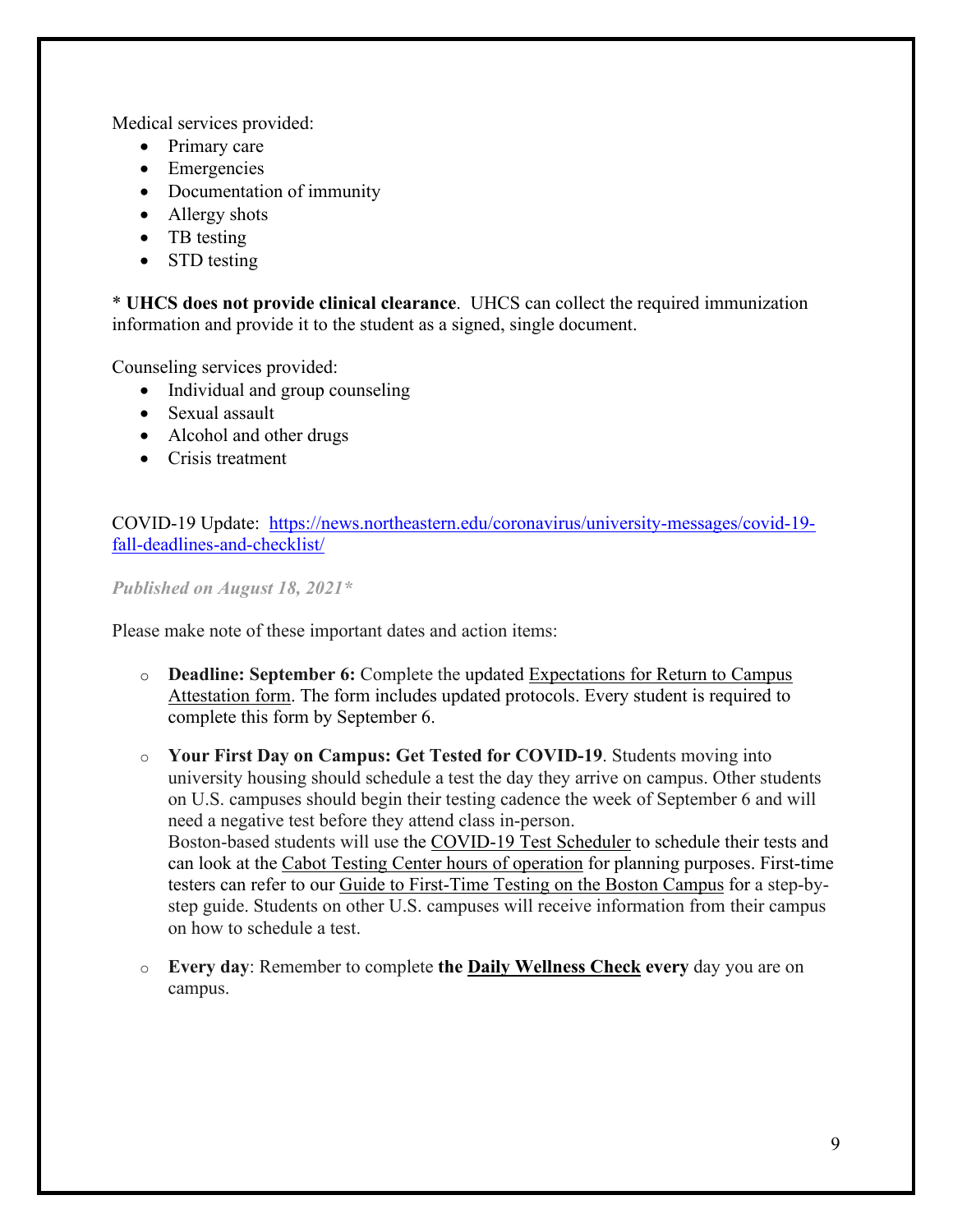Medical services provided:

- Primary care
- Emergencies
- Documentation of immunity
- Allergy shots
- TB testing
- STD testing

* **UHCS does not provide clinical clearance**. UHCS can collect the required immunization information and provide it to the student as a signed, single document.

Counseling services provided:

- Individual and group counseling
- Sexual assault
- Alcohol and other drugs
- Crisis treatment

COVID-19 Update: [https://news.northeastern.edu/coronavirus/university-messages/covid-19-fall-deadlines-and-checklist/](https://news.northeastern.edu/coronavirus/university-messages/covid-19-fall-deadlines-and-checklist/)

***Published on August 18, 2021****

Please make note of these important dates and action items:

- **Deadline: September 6:** Complete the updated Expectations for Return to Campus Attestation form. The form includes updated protocols. Every student is required to complete this form by September 6.
- **Your First Day on Campus: Get Tested for COVID-19**. Students moving into university housing should schedule a test the day they arrive on campus. Other students on U.S. campuses should begin their testing cadence the week of September 6 and will need a negative test before they attend class in-person.
  Boston-based students will use the COVID-19 Test Scheduler to schedule their tests and can look at the Cabot Testing Center hours of operation for planning purposes. First-time testers can refer to our Guide to First-Time Testing on the Boston Campus for a step-by-step guide. Students on other U.S. campuses will receive information from their campus on how to schedule a test.
- **Every day**: Remember to complete **the Daily Wellness Check every** day you are on campus.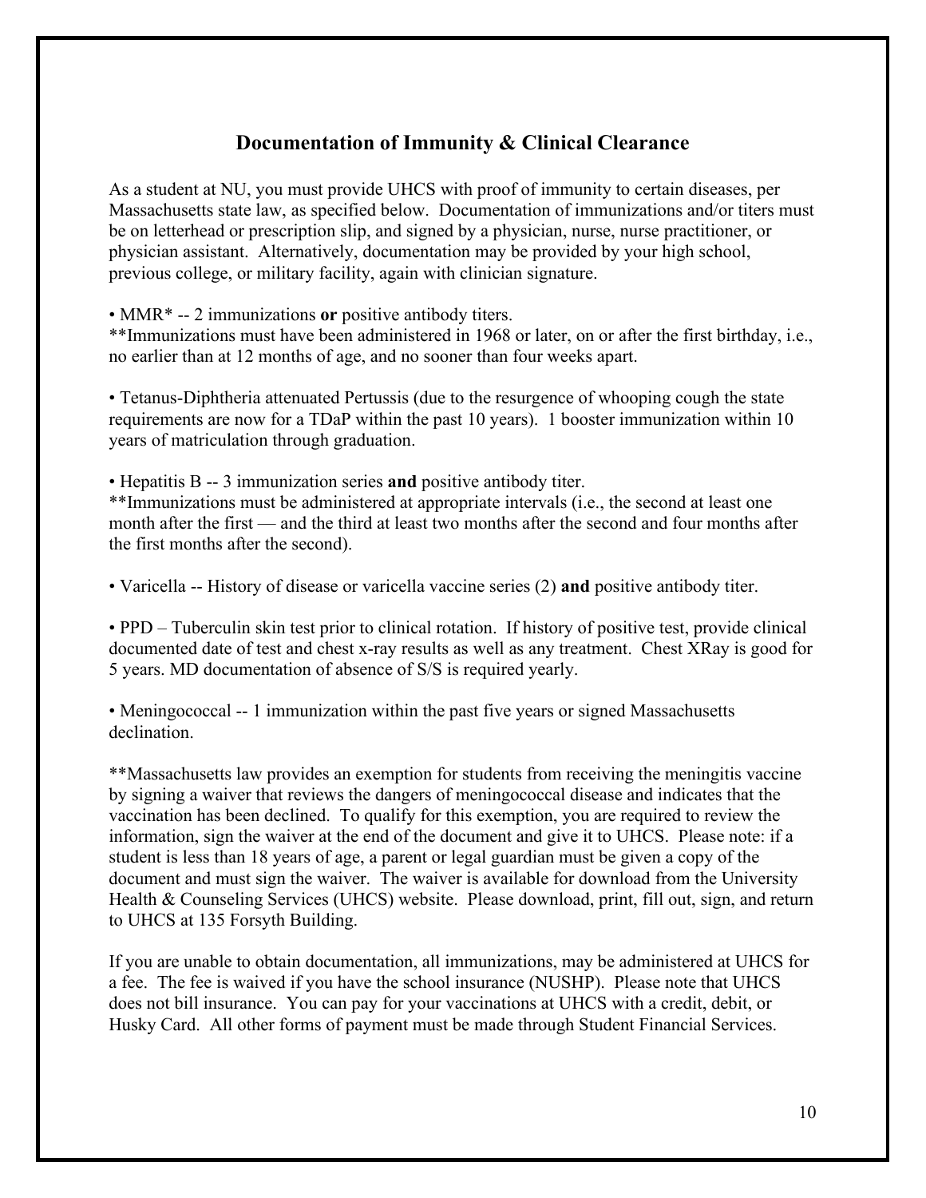## Documentation of Immunity & Clinical Clearance

As a student at NU, you must provide UHCS with proof of immunity to certain diseases, per Massachusetts state law, as specified below. Documentation of immunizations and/or titers must be on letterhead or prescription slip, and signed by a physician, nurse, nurse practitioner, or physician assistant. Alternatively, documentation may be provided by your high school, previous college, or military facility, again with clinician signature.

• MMR* -- 2 immunizations **or** positive antibody titers.
**Immunizations must have been administered in 1968 or later, on or after the first birthday, i.e., no earlier than at 12 months of age, and no sooner than four weeks apart.

• Tetanus-Diphtheria attenuated Pertussis (due to the resurgence of whooping cough the state requirements are now for a TDaP within the past 10 years). 1 booster immunization within 10 years of matriculation through graduation.

• Hepatitis B -- 3 immunization series **and** positive antibody titer.
**Immunizations must be administered at appropriate intervals (i.e., the second at least one month after the first — and the third at least two months after the second and four months after the first months after the second).

• Varicella -- History of disease or varicella vaccine series (2) **and** positive antibody titer.

• PPD – Tuberculin skin test prior to clinical rotation. If history of positive test, provide clinical documented date of test and chest x-ray results as well as any treatment. Chest XRay is good for 5 years. MD documentation of absence of S/S is required yearly.

• Meningococcal -- 1 immunization within the past five years or signed Massachusetts declination.

**Massachusetts law provides an exemption for students from receiving the meningitis vaccine by signing a waiver that reviews the dangers of meningococcal disease and indicates that the vaccination has been declined. To qualify for this exemption, you are required to review the information, sign the waiver at the end of the document and give it to UHCS. Please note: if a student is less than 18 years of age, a parent or legal guardian must be given a copy of the document and must sign the waiver. The waiver is available for download from the University Health & Counseling Services (UHCS) website. Please download, print, fill out, sign, and return to UHCS at 135 Forsyth Building.

If you are unable to obtain documentation, all immunizations, may be administered at UHCS for a fee. The fee is waived if you have the school insurance (NUSHP). Please note that UHCS does not bill insurance. You can pay for your vaccinations at UHCS with a credit, debit, or Husky Card. All other forms of payment must be made through Student Financial Services.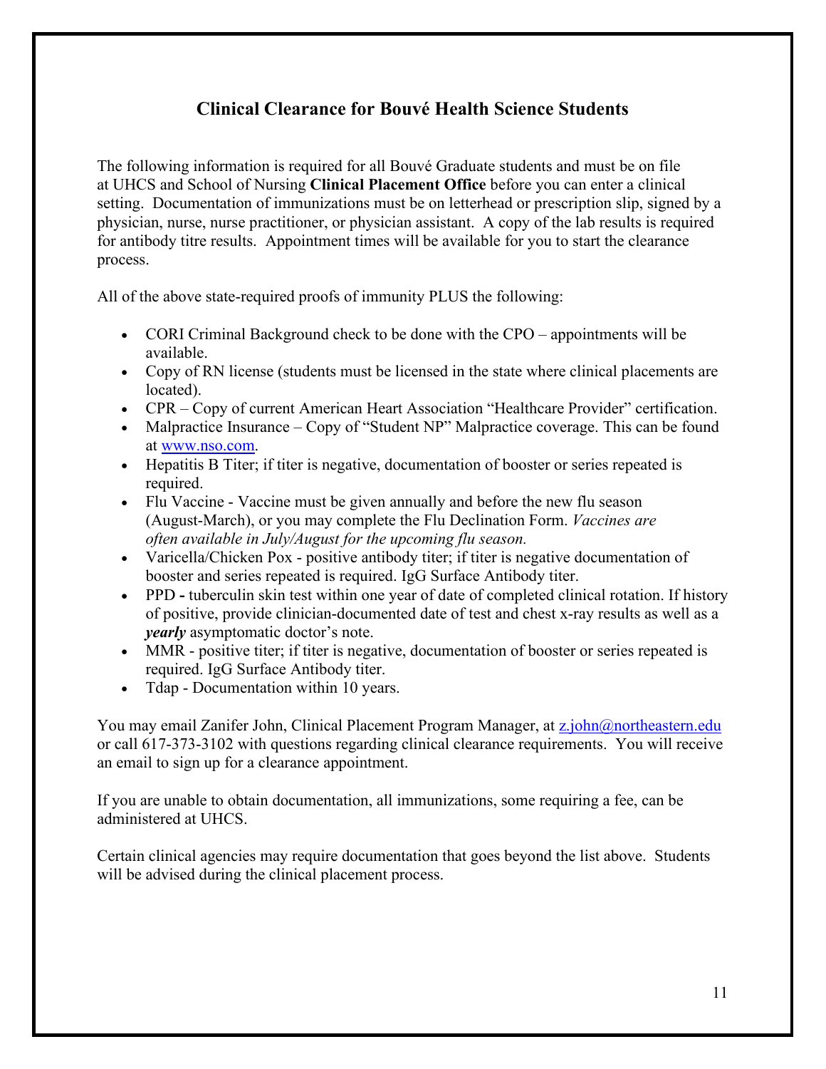## Clinical Clearance for Bouvé Health Science Students

The following information is required for all Bouvé Graduate students and must be on file at UHCS and School of Nursing **Clinical Placement Office** before you can enter a clinical setting. Documentation of immunizations must be on letterhead or prescription slip, signed by a physician, nurse, nurse practitioner, or physician assistant. A copy of the lab results is required for antibody titre results. Appointment times will be available for you to start the clearance process.

All of the above state-required proofs of immunity PLUS the following:

- CORI Criminal Background check to be done with the CPO – appointments will be available.
- Copy of RN license (students must be licensed in the state where clinical placements are located).
- CPR – Copy of current American Heart Association "Healthcare Provider" certification.
- Malpractice Insurance – Copy of "Student NP" Malpractice coverage. This can be found at [www.nso.com](http://www.nso.com).
- Hepatitis B Titer; if titer is negative, documentation of booster or series repeated is required.
- Flu Vaccine - Vaccine must be given annually and before the new flu season (August-March), or you may complete the Flu Declination Form. *Vaccines are often available in July/August for the upcoming flu season.*
- Varicella/Chicken Pox - positive antibody titer; if titer is negative documentation of booster and series repeated is required. IgG Surface Antibody titer.
- PPD **-** tuberculin skin test within one year of date of completed clinical rotation. If history of positive, provide clinician-documented date of test and chest x-ray results as well as a ***yearly*** asymptomatic doctor's note.
- MMR - positive titer; if titer is negative, documentation of booster or series repeated is required. IgG Surface Antibody titer.
- Tdap - Documentation within 10 years.

You may email Zanifer John, Clinical Placement Program Manager, at [z.john@northeastern.edu](mailto:z.john@northeastern.edu) or call 617-373-3102 with questions regarding clinical clearance requirements. You will receive an email to sign up for a clearance appointment.

If you are unable to obtain documentation, all immunizations, some requiring a fee, can be administered at UHCS.

Certain clinical agencies may require documentation that goes beyond the list above. Students will be advised during the clinical placement process.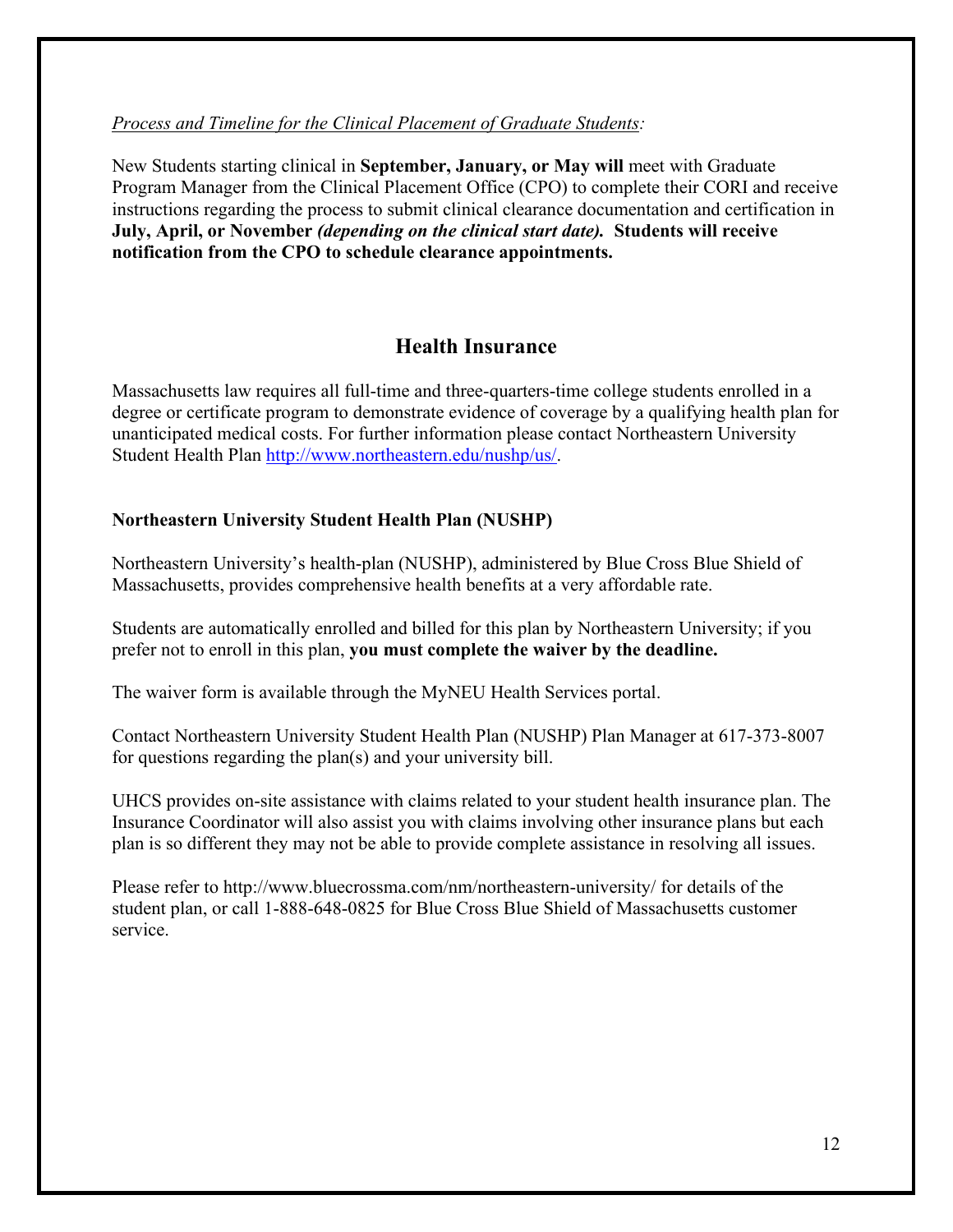*Process and Timeline for the Clinical Placement of Graduate Students:*

New Students starting clinical in **September, January, or May will** meet with Graduate Program Manager from the Clinical Placement Office (CPO) to complete their CORI and receive instructions regarding the process to submit clinical clearance documentation and certification in **July, April, or November** ***(depending on the clinical start date).*** **Students will receive notification from the CPO to schedule clearance appointments.**

## Health Insurance

Massachusetts law requires all full-time and three-quarters-time college students enrolled in a degree or certificate program to demonstrate evidence of coverage by a qualifying health plan for unanticipated medical costs. For further information please contact Northeastern University Student Health Plan http://www.northeastern.edu/nushp/us/.

**Northeastern University Student Health Plan (NUSHP)**

Northeastern University's health-plan (NUSHP), administered by Blue Cross Blue Shield of Massachusetts, provides comprehensive health benefits at a very affordable rate.

Students are automatically enrolled and billed for this plan by Northeastern University; if you prefer not to enroll in this plan, **you must complete the waiver by the deadline.**

The waiver form is available through the MyNEU Health Services portal.

Contact Northeastern University Student Health Plan (NUSHP) Plan Manager at 617-373-8007 for questions regarding the plan(s) and your university bill.

UHCS provides on-site assistance with claims related to your student health insurance plan. The Insurance Coordinator will also assist you with claims involving other insurance plans but each plan is so different they may not be able to provide complete assistance in resolving all issues.

Please refer to http://www.bluecrossma.com/nm/northeastern-university/ for details of the student plan, or call 1-888-648-0825 for Blue Cross Blue Shield of Massachusetts customer service.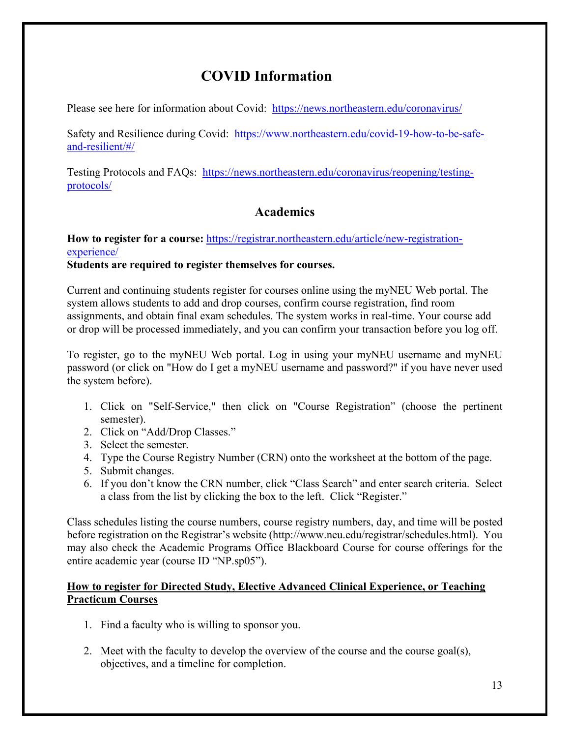## COVID Information

Please see here for information about Covid: https://news.northeastern.edu/coronavirus/

Safety and Resilience during Covid: https://www.northeastern.edu/covid-19-how-to-be-safe-and-resilient/#/

Testing Protocols and FAQs: https://news.northeastern.edu/coronavirus/reopening/testing-protocols/

## Academics

**How to register for a course:** https://registrar.northeastern.edu/article/new-registration-experience/
**Students are required to register themselves for courses.**

Current and continuing students register for courses online using the myNEU Web portal. The system allows students to add and drop courses, confirm course registration, find room assignments, and obtain final exam schedules. The system works in real-time. Your course add or drop will be processed immediately, and you can confirm your transaction before you log off.

To register, go to the myNEU Web portal. Log in using your myNEU username and myNEU password (or click on "How do I get a myNEU username and password?" if you have never used the system before).

1. Click on "Self-Service," then click on "Course Registration" (choose the pertinent semester).
2. Click on "Add/Drop Classes."
3. Select the semester.
4. Type the Course Registry Number (CRN) onto the worksheet at the bottom of the page.
5. Submit changes.
6. If you don't know the CRN number, click "Class Search" and enter search criteria. Select a class from the list by clicking the box to the left. Click "Register."

Class schedules listing the course numbers, course registry numbers, day, and time will be posted before registration on the Registrar's website (http://www.neu.edu/registrar/schedules.html). You may also check the Academic Programs Office Blackboard Course for course offerings for the entire academic year (course ID "NP.sp05").

**How to register for Directed Study, Elective Advanced Clinical Experience, or Teaching Practicum Courses**

1. Find a faculty who is willing to sponsor you.

2. Meet with the faculty to develop the overview of the course and the course goal(s), objectives, and a timeline for completion.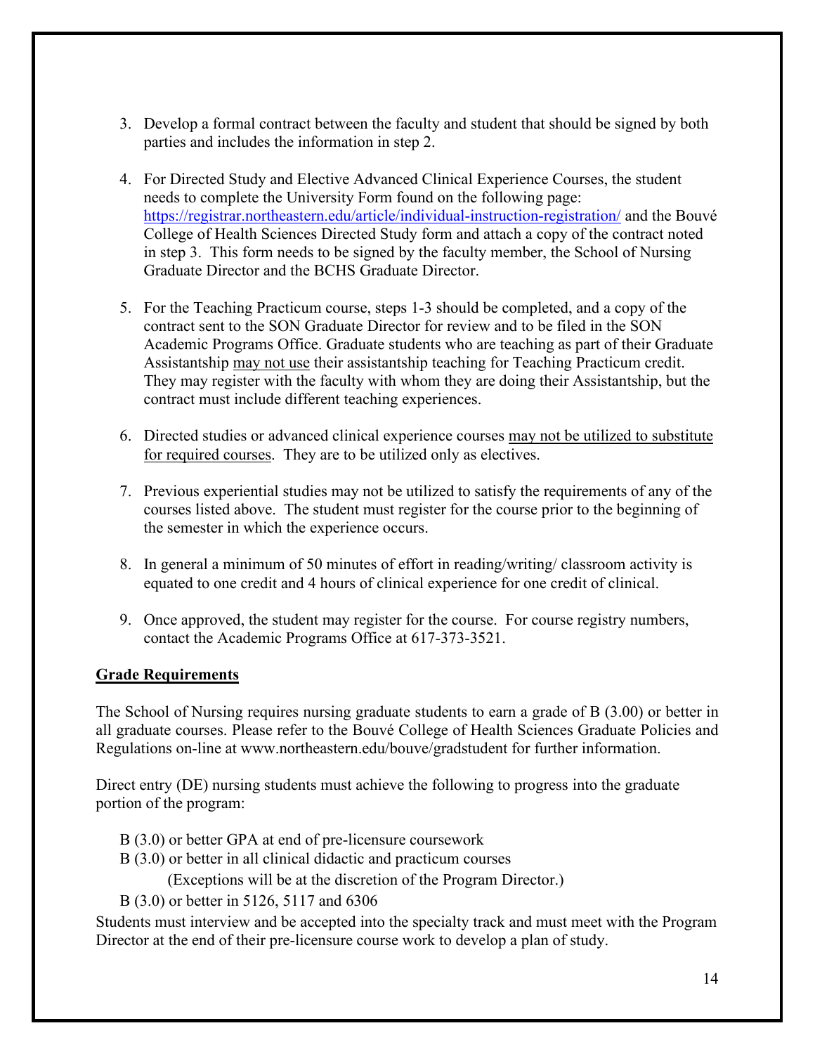3. Develop a formal contract between the faculty and student that should be signed by both parties and includes the information in step 2.

4. For Directed Study and Elective Advanced Clinical Experience Courses, the student needs to complete the University Form found on the following page: [https://registrar.northeastern.edu/article/individual-instruction-registration/](https://registrar.northeastern.edu/article/individual-instruction-registration/) and the Bouvé College of Health Sciences Directed Study form and attach a copy of the contract noted in step 3. This form needs to be signed by the faculty member, the School of Nursing Graduate Director and the BCHS Graduate Director.

5. For the Teaching Practicum course, steps 1-3 should be completed, and a copy of the contract sent to the SON Graduate Director for review and to be filed in the SON Academic Programs Office. Graduate students who are teaching as part of their Graduate Assistantship <u>may not use</u> their assistantship teaching for Teaching Practicum credit. They may register with the faculty with whom they are doing their Assistantship, but the contract must include different teaching experiences.

6. Directed studies or advanced clinical experience courses <u>may not be utilized to substitute for required courses</u>. They are to be utilized only as electives.

7. Previous experiential studies may not be utilized to satisfy the requirements of any of the courses listed above. The student must register for the course prior to the beginning of the semester in which the experience occurs.

8. In general a minimum of 50 minutes of effort in reading/writing/ classroom activity is equated to one credit and 4 hours of clinical experience for one credit of clinical.

9. Once approved, the student may register for the course. For course registry numbers, contact the Academic Programs Office at 617-373-3521.

## Grade Requirements

The School of Nursing requires nursing graduate students to earn a grade of B (3.00) or better in all graduate courses. Please refer to the Bouvé College of Health Sciences Graduate Policies and Regulations on-line at www.northeastern.edu/bouve/gradstudent for further information.

Direct entry (DE) nursing students must achieve the following to progress into the graduate portion of the program:

B (3.0) or better GPA at end of pre-licensure coursework
B (3.0) or better in all clinical didactic and practicum courses
(Exceptions will be at the discretion of the Program Director.)
B (3.0) or better in 5126, 5117 and 6306

Students must interview and be accepted into the specialty track and must meet with the Program Director at the end of their pre-licensure course work to develop a plan of study.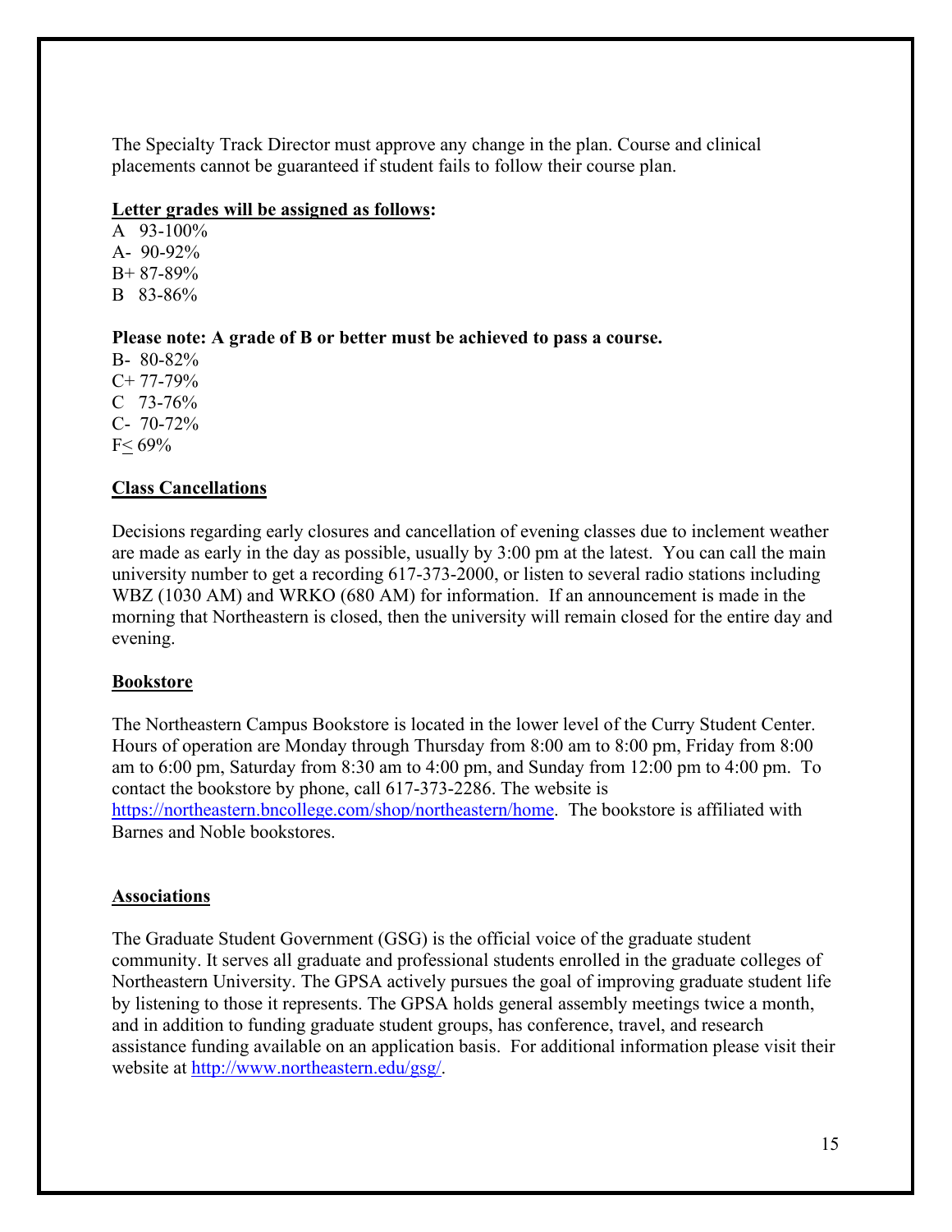The Specialty Track Director must approve any change in the plan. Course and clinical placements cannot be guaranteed if student fails to follow their course plan.

**Letter grades will be assigned as follows:**

A 93-100%
A- 90-92%
B+ 87-89%
B 83-86%

**Please note: A grade of B or better must be achieved to pass a course.**

B- 80-82%
C+ 77-79%
C 73-76%
C- 70-72%
F≤ 69%

## Class Cancellations

Decisions regarding early closures and cancellation of evening classes due to inclement weather are made as early in the day as possible, usually by 3:00 pm at the latest. You can call the main university number to get a recording 617-373-2000, or listen to several radio stations including WBZ (1030 AM) and WRKO (680 AM) for information. If an announcement is made in the morning that Northeastern is closed, then the university will remain closed for the entire day and evening.

## Bookstore

The Northeastern Campus Bookstore is located in the lower level of the Curry Student Center. Hours of operation are Monday through Thursday from 8:00 am to 8:00 pm, Friday from 8:00 am to 6:00 pm, Saturday from 8:30 am to 4:00 pm, and Sunday from 12:00 pm to 4:00 pm. To contact the bookstore by phone, call 617-373-2286. The website is https://northeastern.bncollege.com/shop/northeastern/home. The bookstore is affiliated with Barnes and Noble bookstores.

## Associations

The Graduate Student Government (GSG) is the official voice of the graduate student community. It serves all graduate and professional students enrolled in the graduate colleges of Northeastern University. The GPSA actively pursues the goal of improving graduate student life by listening to those it represents. The GPSA holds general assembly meetings twice a month, and in addition to funding graduate student groups, has conference, travel, and research assistance funding available on an application basis. For additional information please visit their website at http://www.northeastern.edu/gsg/.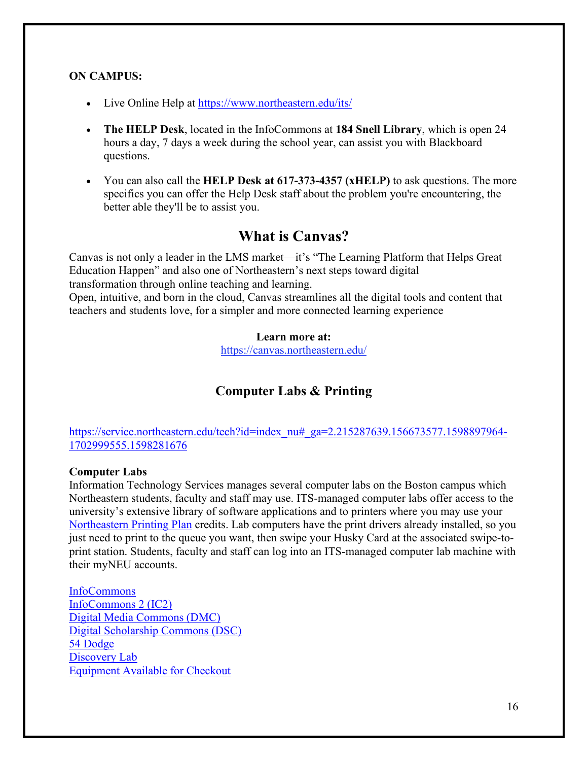**ON CAMPUS:**

- Live Online Help at [https://www.northeastern.edu/its/](https://www.northeastern.edu/its/)

- **The HELP Desk**, located in the InfoCommons at **184 Snell Library**, which is open 24 hours a day, 7 days a week during the school year, can assist you with Blackboard questions.

- You can also call the **HELP Desk at 617-373-4357 (xHELP)** to ask questions. The more specifics you can offer the Help Desk staff about the problem you're encountering, the better able they'll be to assist you.

## What is Canvas?

Canvas is not only a leader in the LMS market—it's "The Learning Platform that Helps Great Education Happen" and also one of Northeastern's next steps toward digital transformation through online teaching and learning.
Open, intuitive, and born in the cloud, Canvas streamlines all the digital tools and content that teachers and students love, for a simpler and more connected learning experience

**Learn more at:**
[https://canvas.northeastern.edu/](https://canvas.northeastern.edu/)

### Computer Labs & Printing

[https://service.northeastern.edu/tech?id=index_nu#_ga=2.215287639.156673577.1598897964-1702999555.1598281676](https://service.northeastern.edu/tech?id=index_nu#_ga=2.215287639.156673577.1598897964-1702999555.1598281676)

**Computer Labs**
Information Technology Services manages several computer labs on the Boston campus which Northeastern students, faculty and staff may use. ITS-managed computer labs offer access to the university's extensive library of software applications and to printers where you may use your Northeastern Printing Plan credits. Lab computers have the print drivers already installed, so you just need to print to the queue you want, then swipe your Husky Card at the associated swipe-to-print station. Students, faculty and staff can log into an ITS-managed computer lab machine with their myNEU accounts.

InfoCommons
InfoCommons 2 (IC2)
Digital Media Commons (DMC)
Digital Scholarship Commons (DSC)
54 Dodge
Discovery Lab
Equipment Available for Checkout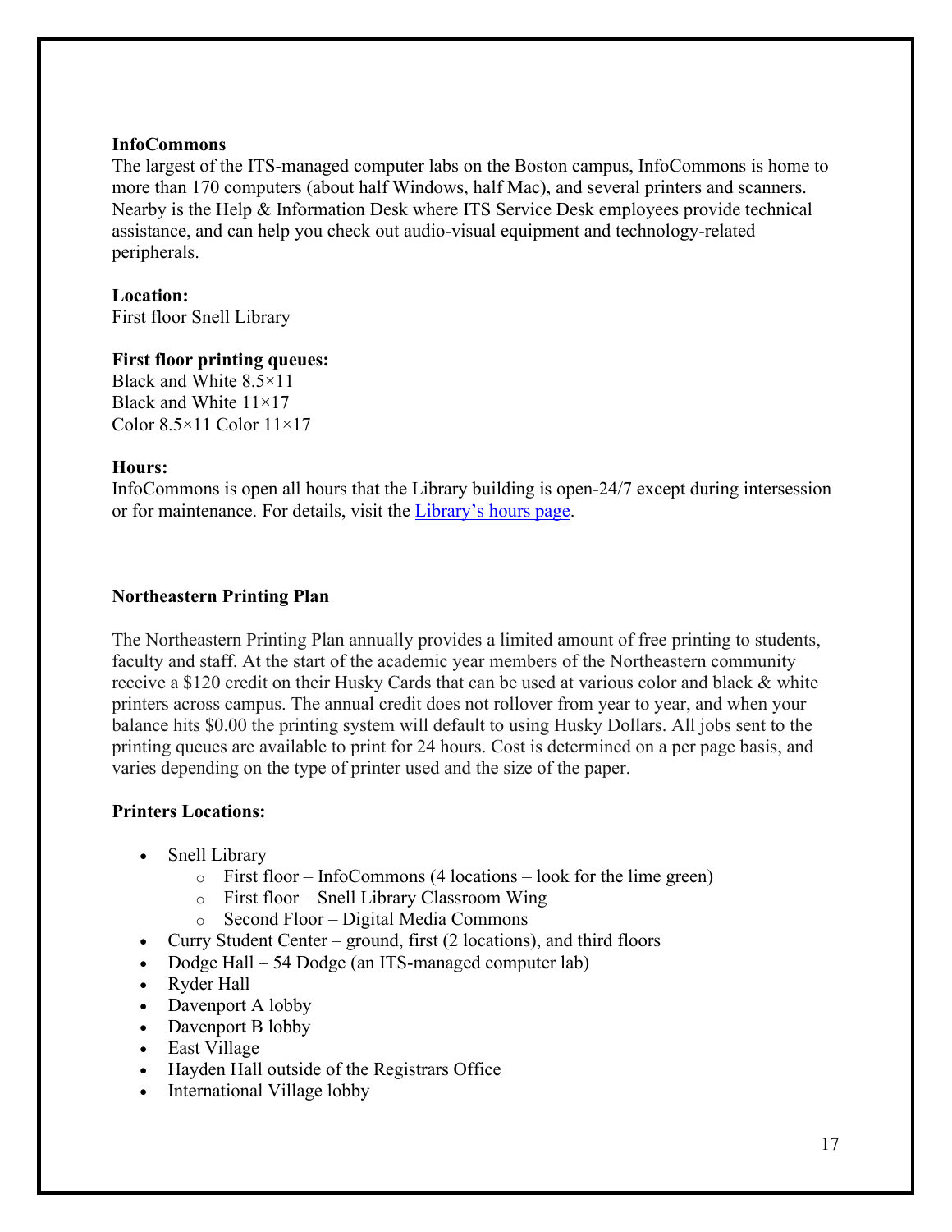**InfoCommons**

The largest of the ITS-managed computer labs on the Boston campus, InfoCommons is home to more than 170 computers (about half Windows, half Mac), and several printers and scanners. Nearby is the Help & Information Desk where ITS Service Desk employees provide technical assistance, and can help you check out audio-visual equipment and technology-related peripherals.

**Location:**

First floor Snell Library

**First floor printing queues:**

Black and White 8.5×11
Black and White 11×17
Color 8.5×11 Color 11×17

**Hours:**

InfoCommons is open all hours that the Library building is open-24/7 except during intersession or for maintenance. For details, visit the Library's hours page.

**Northeastern Printing Plan**

The Northeastern Printing Plan annually provides a limited amount of free printing to students, faculty and staff. At the start of the academic year members of the Northeastern community receive a $120 credit on their Husky Cards that can be used at various color and black & white printers across campus. The annual credit does not rollover from year to year, and when your balance hits $0.00 the printing system will default to using Husky Dollars. All jobs sent to the printing queues are available to print for 24 hours. Cost is determined on a per page basis, and varies depending on the type of printer used and the size of the paper.

**Printers Locations:**

- Snell Library
  - First floor – InfoCommons (4 locations – look for the lime green)
  - First floor – Snell Library Classroom Wing
  - Second Floor – Digital Media Commons
- Curry Student Center – ground, first (2 locations), and third floors
- Dodge Hall – 54 Dodge (an ITS-managed computer lab)
- Ryder Hall
- Davenport A lobby
- Davenport B lobby
- East Village
- Hayden Hall outside of the Registrars Office
- International Village lobby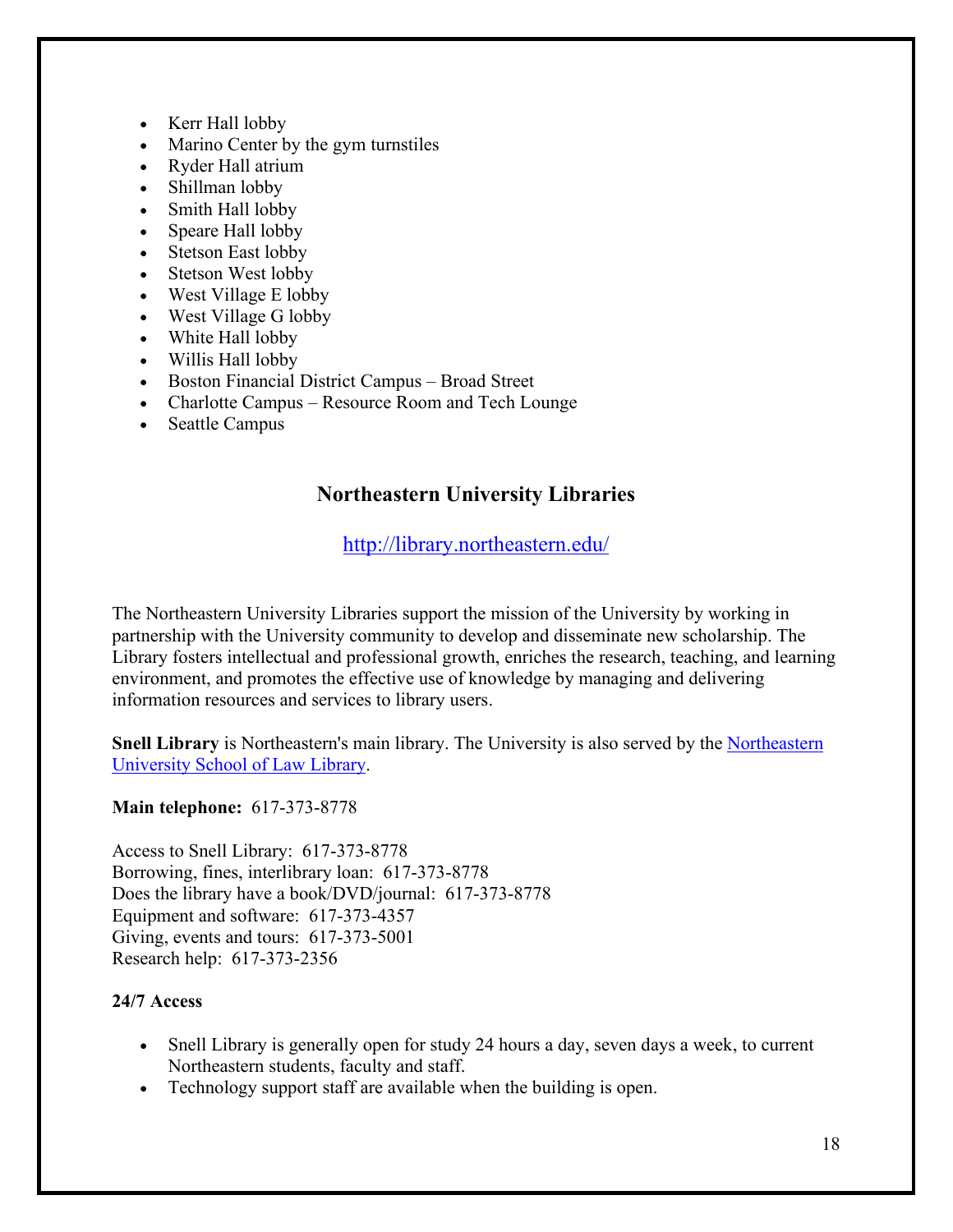- Kerr Hall lobby
- Marino Center by the gym turnstiles
- Ryder Hall atrium
- Shillman lobby
- Smith Hall lobby
- Speare Hall lobby
- Stetson East lobby
- Stetson West lobby
- West Village E lobby
- West Village G lobby
- White Hall lobby
- Willis Hall lobby
- Boston Financial District Campus – Broad Street
- Charlotte Campus – Resource Room and Tech Lounge
- Seattle Campus

## Northeastern University Libraries

http://library.northeastern.edu/

The Northeastern University Libraries support the mission of the University by working in partnership with the University community to develop and disseminate new scholarship. The Library fosters intellectual and professional growth, enriches the research, teaching, and learning environment, and promotes the effective use of knowledge by managing and delivering information resources and services to library users.

**Snell Library** is Northeastern's main library. The University is also served by the Northeastern University School of Law Library.

**Main telephone:** 617-373-8778

Access to Snell Library: 617-373-8778
Borrowing, fines, interlibrary loan: 617-373-8778
Does the library have a book/DVD/journal: 617-373-8778
Equipment and software: 617-373-4357
Giving, events and tours: 617-373-5001
Research help: 617-373-2356

**24/7 Access**

- Snell Library is generally open for study 24 hours a day, seven days a week, to current Northeastern students, faculty and staff.
- Technology support staff are available when the building is open.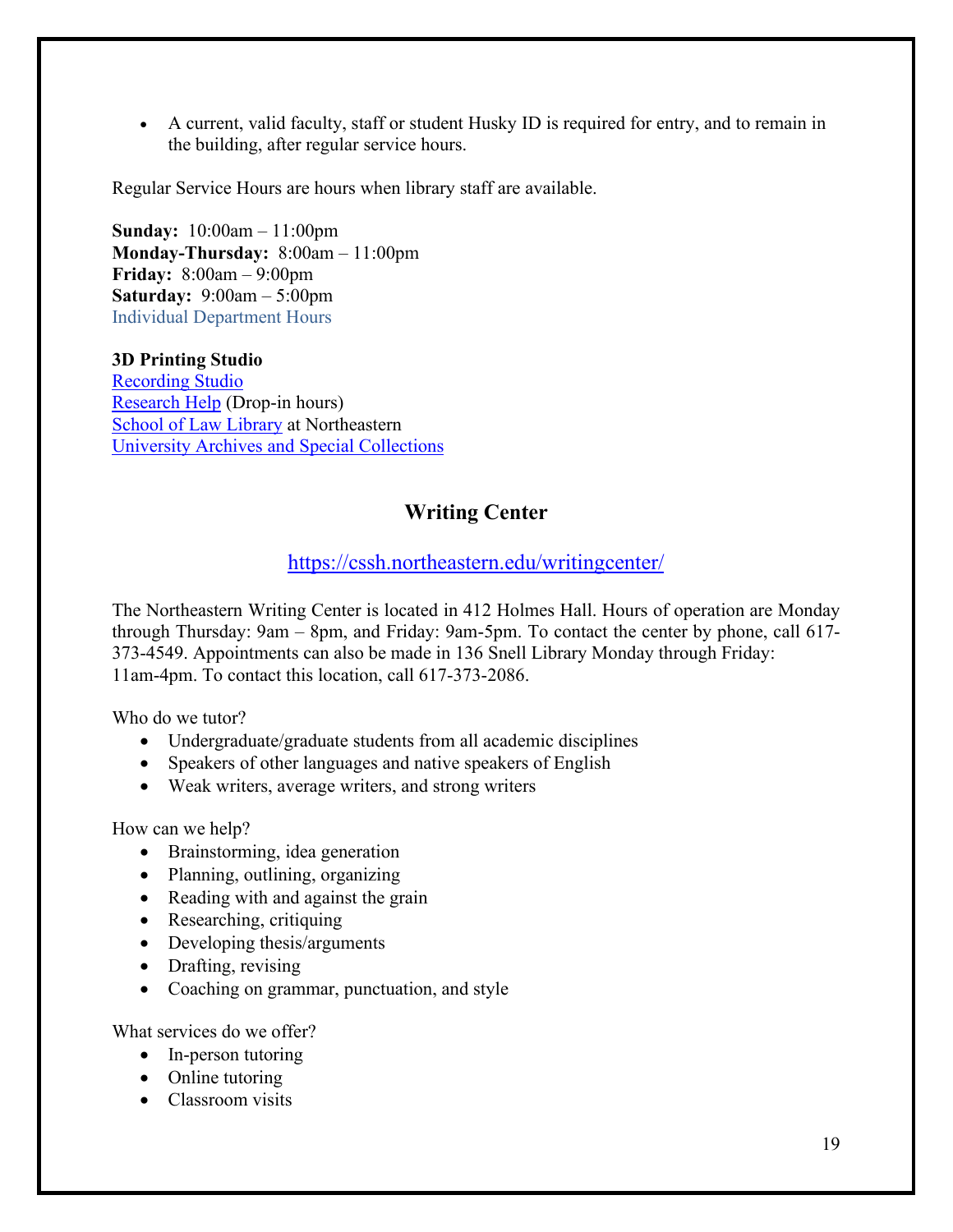- A current, valid faculty, staff or student Husky ID is required for entry, and to remain in the building, after regular service hours.

Regular Service Hours are hours when library staff are available.

**Sunday:** 10:00am – 11:00pm
**Monday-Thursday:** 8:00am – 11:00pm
**Friday:** 8:00am – 9:00pm
**Saturday:** 9:00am – 5:00pm
Individual Department Hours

**3D Printing Studio**
Recording Studio
Research Help (Drop-in hours)
School of Law Library at Northeastern
University Archives and Special Collections

## Writing Center

https://cssh.northeastern.edu/writingcenter/

The Northeastern Writing Center is located in 412 Holmes Hall. Hours of operation are Monday through Thursday: 9am – 8pm, and Friday: 9am-5pm. To contact the center by phone, call 617-373-4549. Appointments can also be made in 136 Snell Library Monday through Friday: 11am-4pm. To contact this location, call 617-373-2086.

Who do we tutor?

- Undergraduate/graduate students from all academic disciplines
- Speakers of other languages and native speakers of English
- Weak writers, average writers, and strong writers

How can we help?

- Brainstorming, idea generation
- Planning, outlining, organizing
- Reading with and against the grain
- Researching, critiquing
- Developing thesis/arguments
- Drafting, revising
- Coaching on grammar, punctuation, and style

What services do we offer?

- In-person tutoring
- Online tutoring
- Classroom visits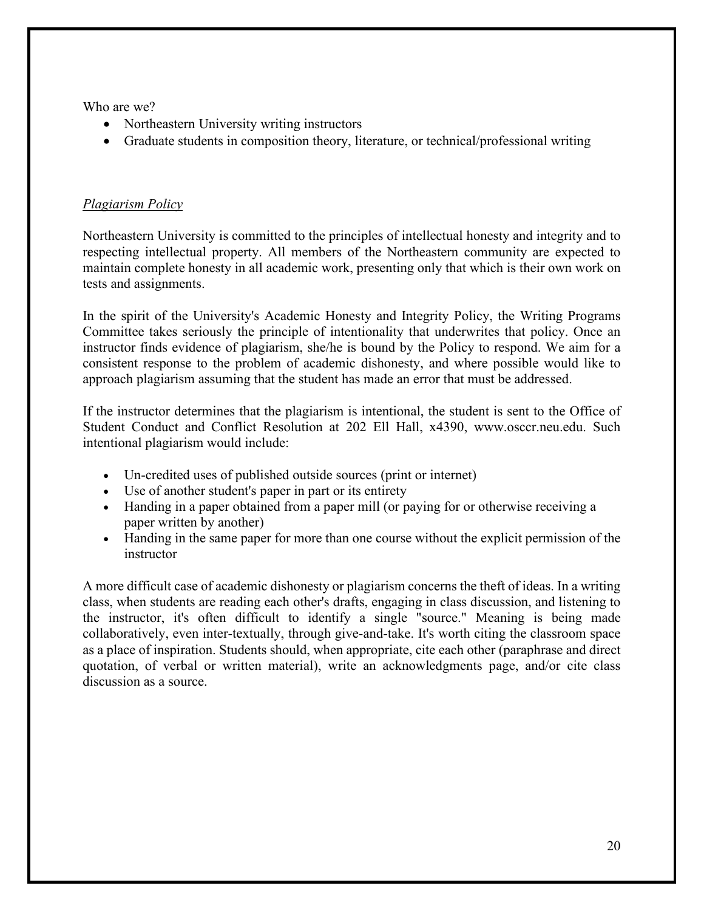Who are we?

- Northeastern University writing instructors
- Graduate students in composition theory, literature, or technical/professional writing

*Plagiarism Policy*

Northeastern University is committed to the principles of intellectual honesty and integrity and to respecting intellectual property. All members of the Northeastern community are expected to maintain complete honesty in all academic work, presenting only that which is their own work on tests and assignments.

In the spirit of the University's Academic Honesty and Integrity Policy, the Writing Programs Committee takes seriously the principle of intentionality that underwrites that policy. Once an instructor finds evidence of plagiarism, she/he is bound by the Policy to respond. We aim for a consistent response to the problem of academic dishonesty, and where possible would like to approach plagiarism assuming that the student has made an error that must be addressed.

If the instructor determines that the plagiarism is intentional, the student is sent to the Office of Student Conduct and Conflict Resolution at 202 Ell Hall, x4390, www.osccr.neu.edu. Such intentional plagiarism would include:

- Un-credited uses of published outside sources (print or internet)
- Use of another student's paper in part or its entirety
- Handing in a paper obtained from a paper mill (or paying for or otherwise receiving a paper written by another)
- Handing in the same paper for more than one course without the explicit permission of the instructor

A more difficult case of academic dishonesty or plagiarism concerns the theft of ideas. In a writing class, when students are reading each other's drafts, engaging in class discussion, and listening to the instructor, it's often difficult to identify a single "source." Meaning is being made collaboratively, even inter-textually, through give-and-take. It's worth citing the classroom space as a place of inspiration. Students should, when appropriate, cite each other (paraphrase and direct quotation, of verbal or written material), write an acknowledgments page, and/or cite class discussion as a source.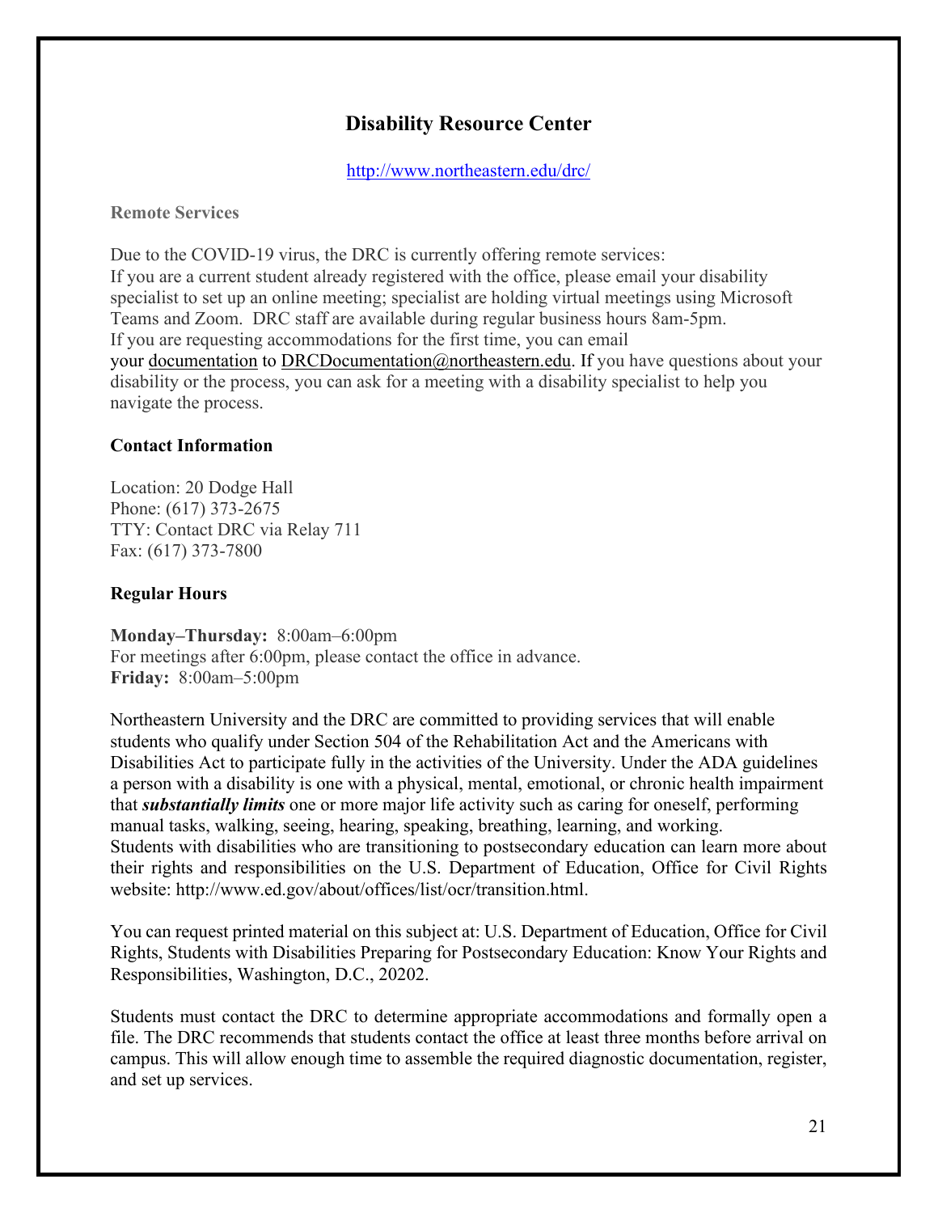# Disability Resource Center

http://www.northeastern.edu/drc/

**Remote Services**

Due to the COVID-19 virus, the DRC is currently offering remote services:
If you are a current student already registered with the office, please email your disability specialist to set up an online meeting; specialist are holding virtual meetings using Microsoft Teams and Zoom. DRC staff are available during regular business hours 8am-5pm.
If you are requesting accommodations for the first time, you can email your documentation to DRCDocumentation@northeastern.edu. If you have questions about your disability or the process, you can ask for a meeting with a disability specialist to help you navigate the process.

**Contact Information**

Location: 20 Dodge Hall
Phone: (617) 373-2675
TTY: Contact DRC via Relay 711
Fax: (617) 373-7800

**Regular Hours**

**Monday–Thursday:** 8:00am–6:00pm
For meetings after 6:00pm, please contact the office in advance.
**Friday:** 8:00am–5:00pm

Northeastern University and the DRC are committed to providing services that will enable students who qualify under Section 504 of the Rehabilitation Act and the Americans with Disabilities Act to participate fully in the activities of the University. Under the ADA guidelines a person with a disability is one with a physical, mental, emotional, or chronic health impairment that ***substantially limits*** one or more major life activity such as caring for oneself, performing manual tasks, walking, seeing, hearing, speaking, breathing, learning, and working.
Students with disabilities who are transitioning to postsecondary education can learn more about their rights and responsibilities on the U.S. Department of Education, Office for Civil Rights website: http://www.ed.gov/about/offices/list/ocr/transition.html.

You can request printed material on this subject at: U.S. Department of Education, Office for Civil Rights, Students with Disabilities Preparing for Postsecondary Education: Know Your Rights and Responsibilities, Washington, D.C., 20202.

Students must contact the DRC to determine appropriate accommodations and formally open a file. The DRC recommends that students contact the office at least three months before arrival on campus. This will allow enough time to assemble the required diagnostic documentation, register, and set up services.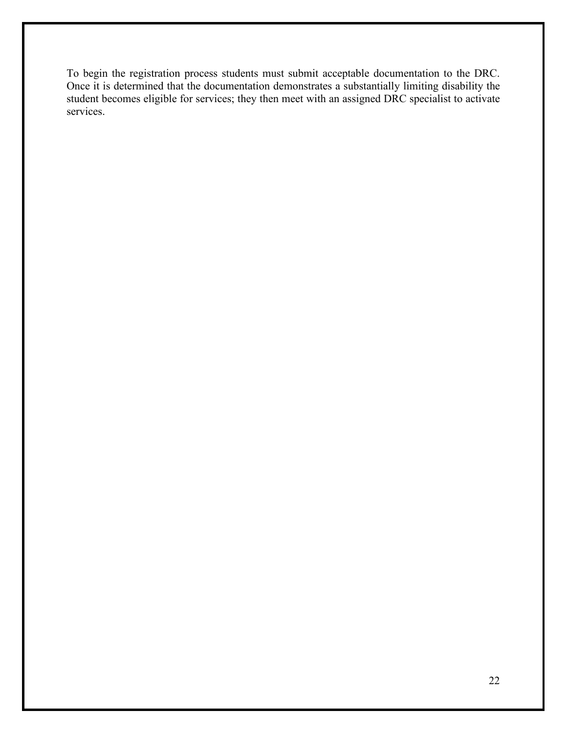To begin the registration process students must submit acceptable documentation to the DRC. Once it is determined that the documentation demonstrates a substantially limiting disability the student becomes eligible for services; they then meet with an assigned DRC specialist to activate services.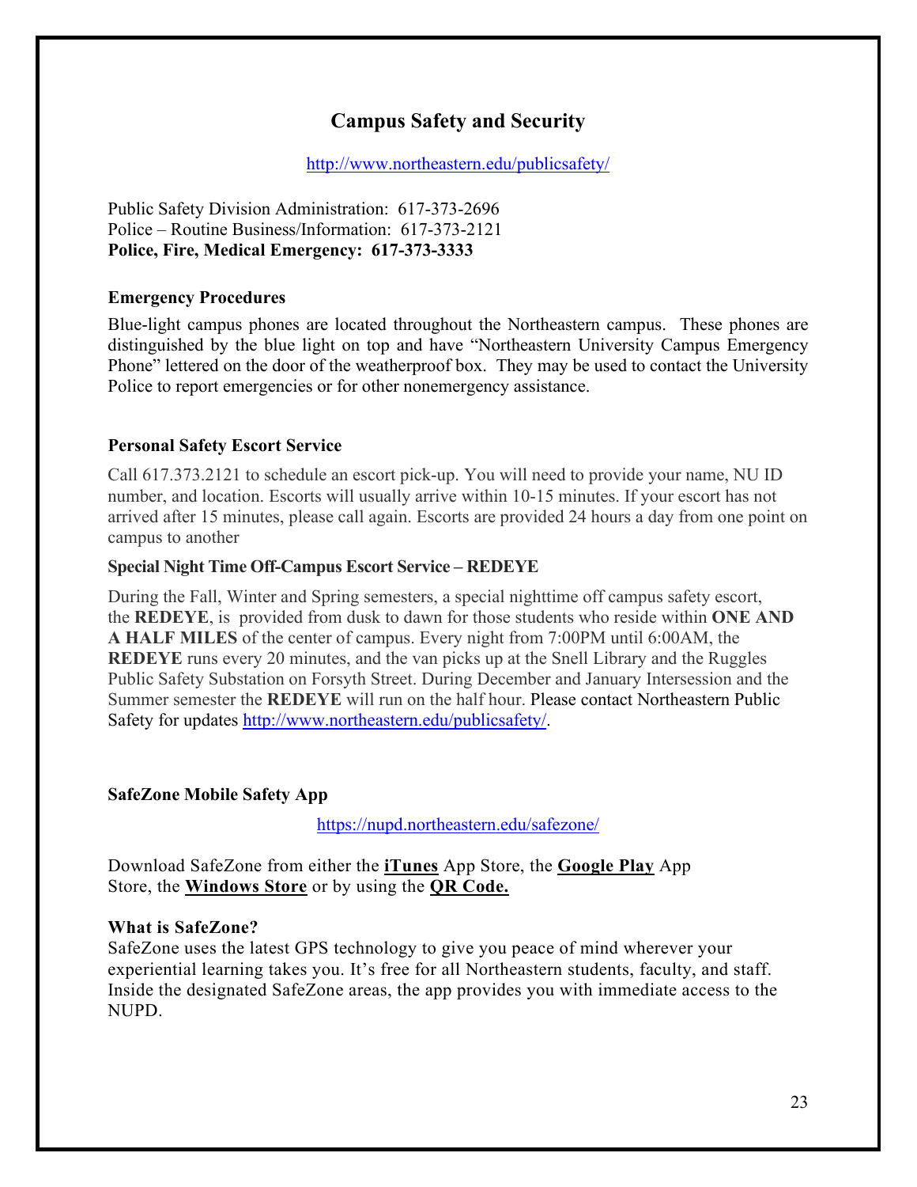# Campus Safety and Security

http://www.northeastern.edu/publicsafety/

Public Safety Division Administration: 617-373-2696
Police – Routine Business/Information: 617-373-2121
**Police, Fire, Medical Emergency: 617-373-3333**

### Emergency Procedures

Blue-light campus phones are located throughout the Northeastern campus. These phones are distinguished by the blue light on top and have "Northeastern University Campus Emergency Phone" lettered on the door of the weatherproof box. They may be used to contact the University Police to report emergencies or for other nonemergency assistance.

### Personal Safety Escort Service

Call 617.373.2121 to schedule an escort pick-up. You will need to provide your name, NU ID number, and location. Escorts will usually arrive within 10-15 minutes. If your escort has not arrived after 15 minutes, please call again. Escorts are provided 24 hours a day from one point on campus to another

### Special Night Time Off-Campus Escort Service – REDEYE

During the Fall, Winter and Spring semesters, a special nighttime off campus safety escort, the **REDEYE**, is provided from dusk to dawn for those students who reside within **ONE AND A HALF MILES** of the center of campus. Every night from 7:00PM until 6:00AM, the **REDEYE** runs every 20 minutes, and the van picks up at the Snell Library and the Ruggles Public Safety Substation on Forsyth Street. During December and January Intersession and the Summer semester the **REDEYE** will run on the half hour. Please contact Northeastern Public Safety for updates http://www.northeastern.edu/publicsafety/.

### SafeZone Mobile Safety App

https://nupd.northeastern.edu/safezone/

Download SafeZone from either the **iTunes** App Store, the **Google Play** App Store, the **Windows Store** or by using the **QR Code.**

### What is SafeZone?

SafeZone uses the latest GPS technology to give you peace of mind wherever your experiential learning takes you. It's free for all Northeastern students, faculty, and staff. Inside the designated SafeZone areas, the app provides you with immediate access to the NUPD.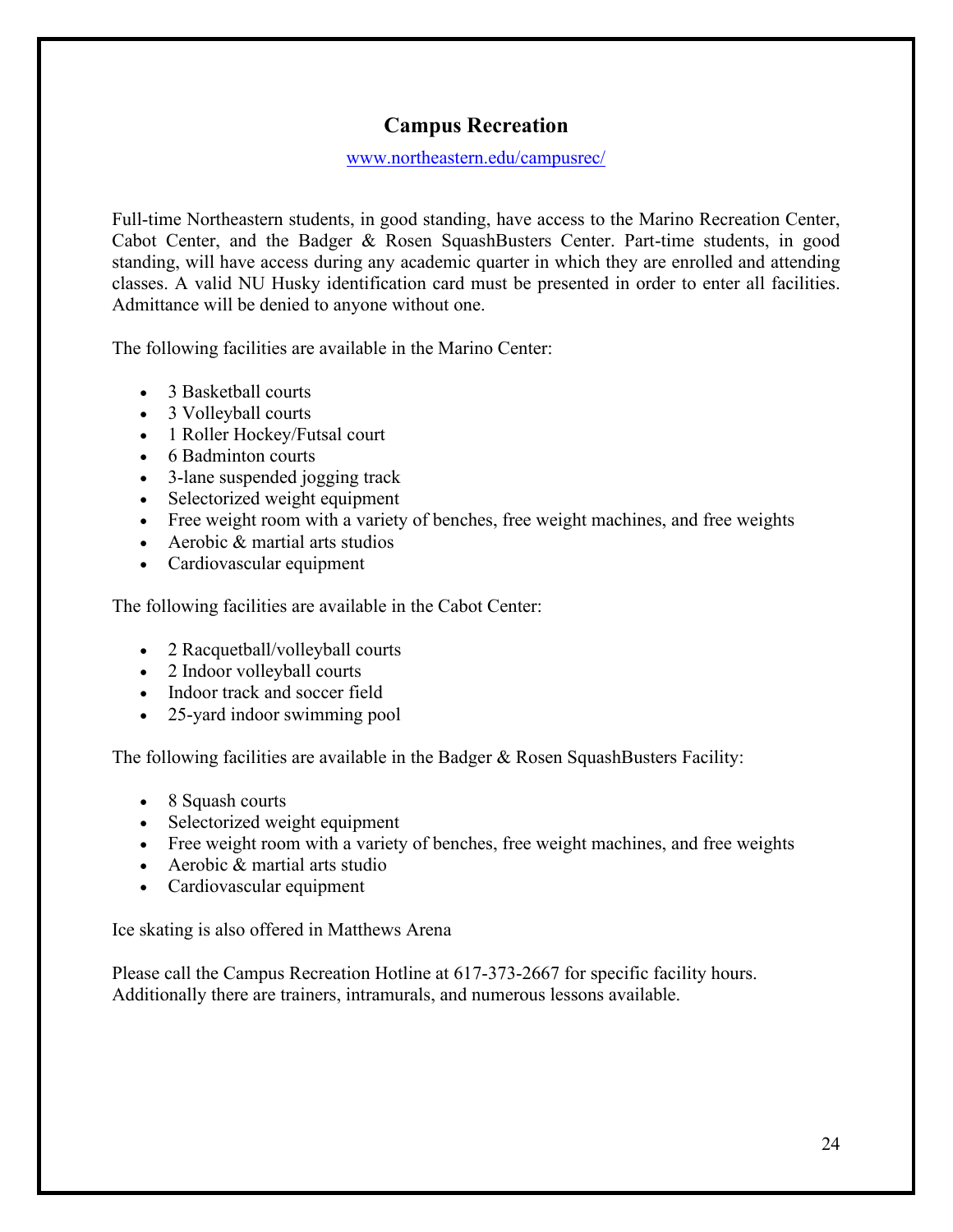# Campus Recreation

www.northeastern.edu/campusrec/

Full-time Northeastern students, in good standing, have access to the Marino Recreation Center, Cabot Center, and the Badger & Rosen SquashBusters Center. Part-time students, in good standing, will have access during any academic quarter in which they are enrolled and attending classes. A valid NU Husky identification card must be presented in order to enter all facilities. Admittance will be denied to anyone without one.

The following facilities are available in the Marino Center:

- 3 Basketball courts
- 3 Volleyball courts
- 1 Roller Hockey/Futsal court
- 6 Badminton courts
- 3-lane suspended jogging track
- Selectorized weight equipment
- Free weight room with a variety of benches, free weight machines, and free weights
- Aerobic & martial arts studios
- Cardiovascular equipment

The following facilities are available in the Cabot Center:

- 2 Racquetball/volleyball courts
- 2 Indoor volleyball courts
- Indoor track and soccer field
- 25-yard indoor swimming pool

The following facilities are available in the Badger & Rosen SquashBusters Facility:

- 8 Squash courts
- Selectorized weight equipment
- Free weight room with a variety of benches, free weight machines, and free weights
- Aerobic & martial arts studio
- Cardiovascular equipment

Ice skating is also offered in Matthews Arena

Please call the Campus Recreation Hotline at 617-373-2667 for specific facility hours. Additionally there are trainers, intramurals, and numerous lessons available.